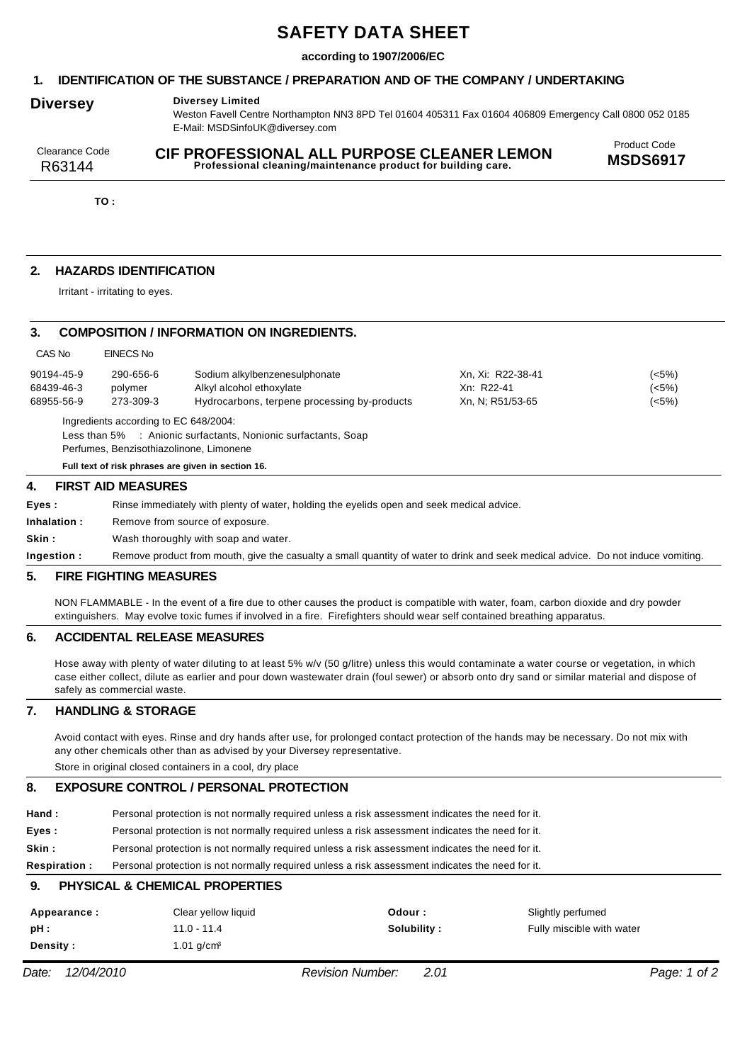# SAFETY DATA SHEET

**according to 1907/2006/EC**

## 1. IDENTIFICATION OF THE SUBSTANCE / PREPARATION AND OF THE COMPANY / UNDERTAKING

**Diversey**

**Diversey Limited**
Weston Favell Centre Northampton NN3 8PD Tel 01604 405311 Fax 01604 406809 Emergency Call 0800 052 0185
E-Mail: MSDSinfoUK@diversey.com

Clearance Code
R63144

**CIF PROFESSIONAL ALL PURPOSE CLEANER LEMON**
**Professional cleaning/maintenance product for building care.**

Product Code
**MSDS6917**

**TO :**

## 2. HAZARDS IDENTIFICATION

Irritant - irritating to eyes.

## 3. COMPOSITION / INFORMATION ON INGREDIENTS.

| CAS No | EINECS No | | | |
|---|---|---|---|---|
| 90194-45-9 | 290-656-6 | Sodium alkylbenzenesulphonate | Xn, Xi: R22-38-41 | (<5%) |
| 68439-46-3 | polymer | Alkyl alcohol ethoxylate | Xn: R22-41 | (<5%) |
| 68955-56-9 | 273-309-3 | Hydrocarbons, terpene processing by-products | Xn, N; R51/53-65 | (<5%) |

Ingredients according to EC 648/2004:
Less than 5% : Anionic surfactants, Nonionic surfactants, Soap
Perfumes, Benzisothiazolinone, Limonene

**Full text of risk phrases are given in section 16.**

## 4. FIRST AID MEASURES

**Eyes :** Rinse immediately with plenty of water, holding the eyelids open and seek medical advice.

**Inhalation :** Remove from source of exposure.

**Skin :** Wash thoroughly with soap and water.

**Ingestion :** Remove product from mouth, give the casualty a small quantity of water to drink and seek medical advice. Do not induce vomiting.

## 5. FIRE FIGHTING MEASURES

NON FLAMMABLE - In the event of a fire due to other causes the product is compatible with water, foam, carbon dioxide and dry powder extinguishers. May evolve toxic fumes if involved in a fire. Firefighters should wear self contained breathing apparatus.

## 6. ACCIDENTAL RELEASE MEASURES

Hose away with plenty of water diluting to at least 5% w/v (50 g/litre) unless this would contaminate a water course or vegetation, in which case either collect, dilute as earlier and pour down wastewater drain (foul sewer) or absorb onto dry sand or similar material and dispose of safely as commercial waste.

## 7. HANDLING & STORAGE

Avoid contact with eyes. Rinse and dry hands after use, for prolonged contact protection of the hands may be necessary. Do not mix with any other chemicals other than as advised by your Diversey representative.

Store in original closed containers in a cool, dry place

## 8. EXPOSURE CONTROL / PERSONAL PROTECTION

**Hand :** Personal protection is not normally required unless a risk assessment indicates the need for it.

**Eyes :** Personal protection is not normally required unless a risk assessment indicates the need for it.

**Skin :** Personal protection is not normally required unless a risk assessment indicates the need for it.

**Respiration :** Personal protection is not normally required unless a risk assessment indicates the need for it.

## 9. PHYSICAL & CHEMICAL PROPERTIES

| | | | |
|---|---|---|---|
| **Appearance :** | Clear yellow liquid | **Odour :** | Slightly perfumed |
| **pH :** | 11.0 - 11.4 | **Solubility :** | Fully miscible with water |
| **Density :** | 1.01 g/cm³ | | |

Date: 12/04/2010 Revision Number: 2.01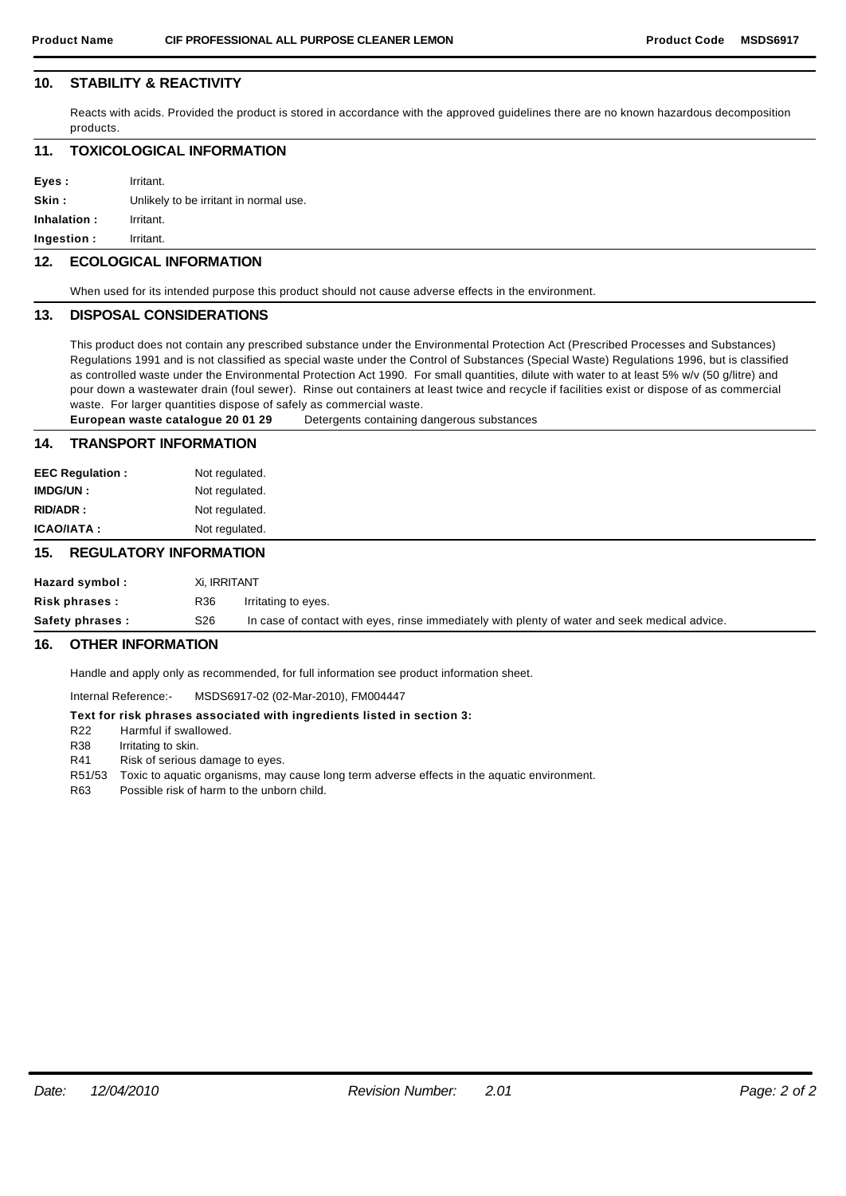## 10. STABILITY & REACTIVITY

Reacts with acids. Provided the product is stored in accordance with the approved guidelines there are no known hazardous decomposition products.

## 11. TOXICOLOGICAL INFORMATION

| | |
|---|---|
| **Eyes :** | Irritant. |
| **Skin :** | Unlikely to be irritant in normal use. |
| **Inhalation :** | Irritant. |
| **Ingestion :** | Irritant. |

## 12. ECOLOGICAL INFORMATION

When used for its intended purpose this product should not cause adverse effects in the environment.

## 13. DISPOSAL CONSIDERATIONS

This product does not contain any prescribed substance under the Environmental Protection Act (Prescribed Processes and Substances) Regulations 1991 and is not classified as special waste under the Control of Substances (Special Waste) Regulations 1996, but is classified as controlled waste under the Environmental Protection Act 1990. For small quantities, dilute with water to at least 5% w/v (50 g/litre) and pour down a wastewater drain (foul sewer). Rinse out containers at least twice and recycle if facilities exist or dispose of as commercial waste. For larger quantities dispose of safely as commercial waste.

**European waste catalogue 20 01 29** Detergents containing dangerous substances

## 14. TRANSPORT INFORMATION

| | |
|---|---|
| **EEC Regulation :** | Not regulated. |
| **IMDG/UN :** | Not regulated. |
| **RID/ADR :** | Not regulated. |
| **ICAO/IATA :** | Not regulated. |

## 15. REGULATORY INFORMATION

| | | |
|---|---|---|
| **Hazard symbol :** | Xi, IRRITANT | |
| **Risk phrases :** | R36 | Irritating to eyes. |
| **Safety phrases :** | S26 | In case of contact with eyes, rinse immediately with plenty of water and seek medical advice. |

## 16. OTHER INFORMATION

Handle and apply only as recommended, for full information see product information sheet.

Internal Reference:- MSDS6917-02 (02-Mar-2010), FM004447

**Text for risk phrases associated with ingredients listed in section 3:**

| | |
|---|---|
| R22 | Harmful if swallowed. |
| R38 | Irritating to skin. |
| R41 | Risk of serious damage to eyes. |
| R51/53 | Toxic to aquatic organisms, may cause long term adverse effects in the aquatic environment. |
| R63 | Possible risk of harm to the unborn child. |

*Date: 12/04/2010* *Revision Number: 2.01*